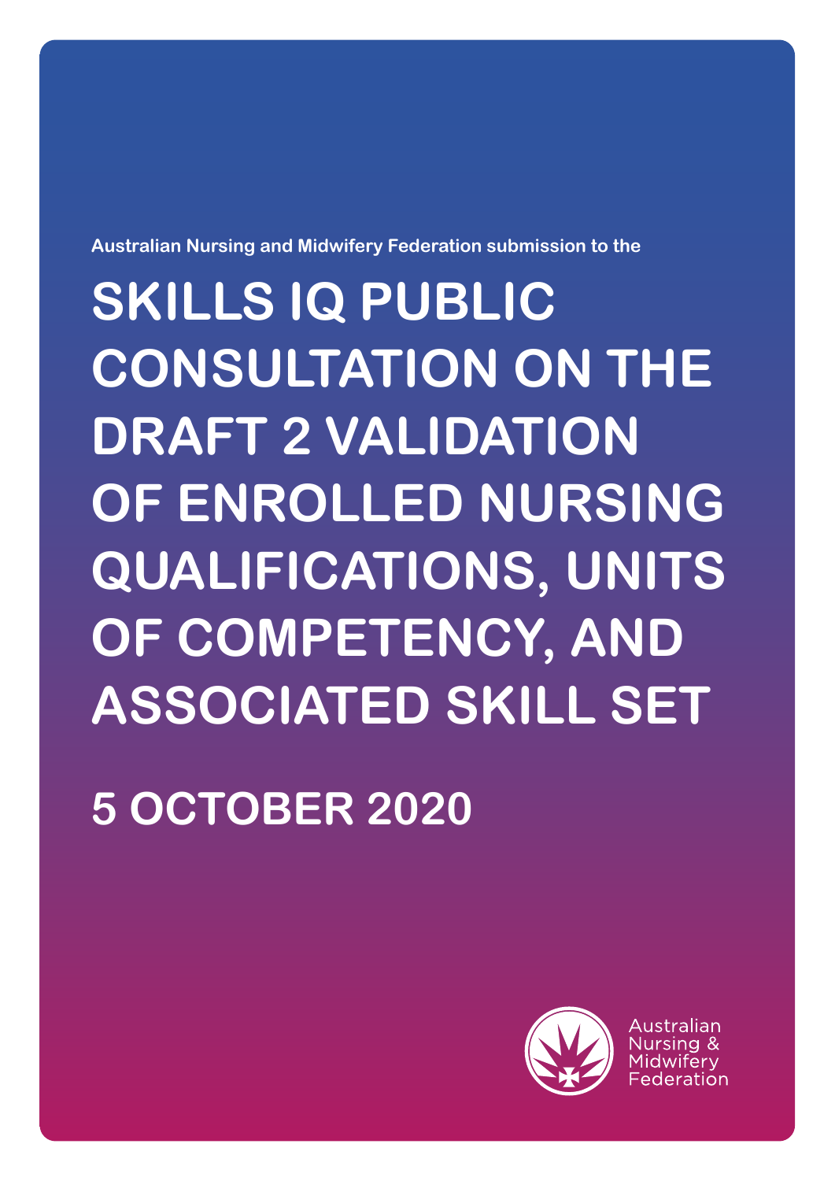Australian Nursing and Midwifery Federation submission to the

# SKILLS IQ PUBLIC CONSULTATION ON THE DRAFT 2 VALIDATION OF ENROLLED NURSING QUALIFICATIONS, UNITS OF COMPETENCY, AND ASSOCIATED SKILL SET

## 5 OCTOBER 2020

Australian Nursing & Midwifery Federation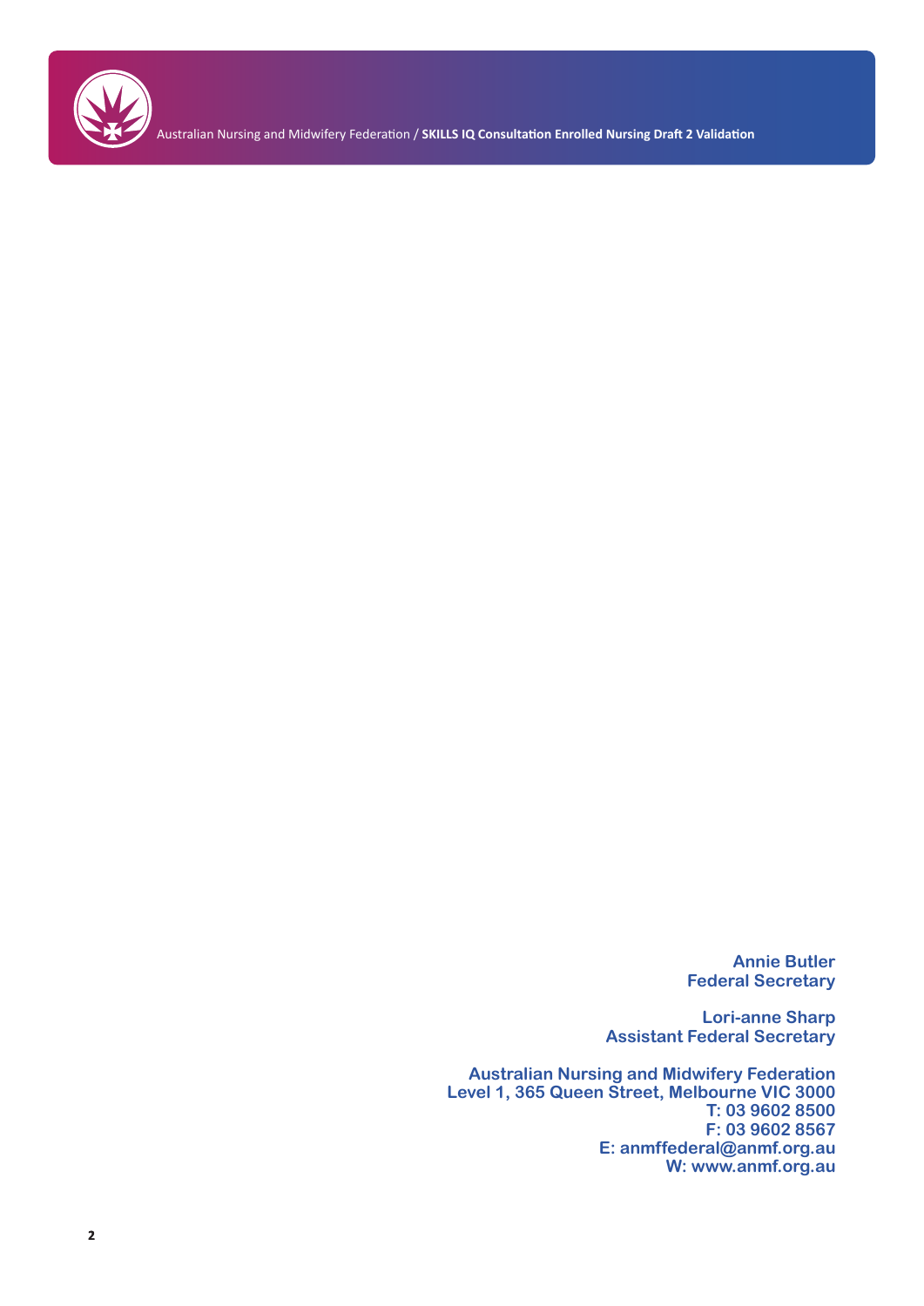**Annie Butler**
**Federal Secretary**

**Lori-anne Sharp**
**Assistant Federal Secretary**

**Australian Nursing and Midwifery Federation**
**Level 1, 365 Queen Street, Melbourne VIC 3000**
**T: 03 9602 8500**
**F: 03 9602 8567**
**E: anmffederal@anmf.org.au**
**W: www.anmf.org.au**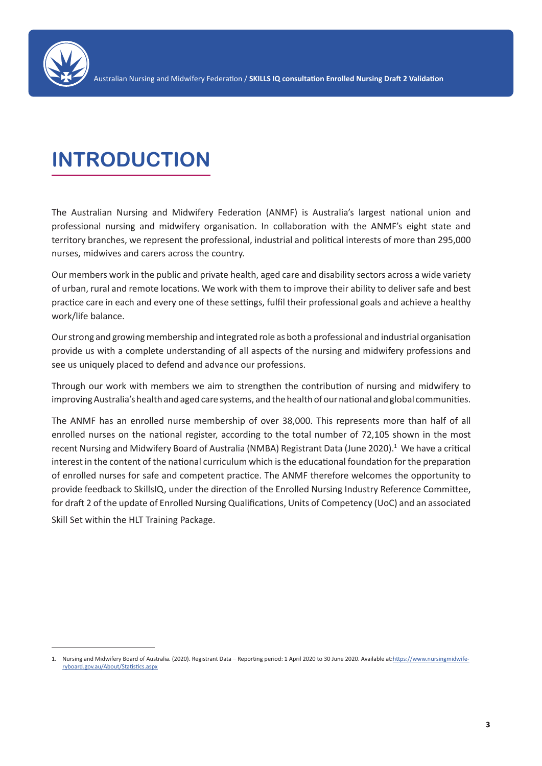# INTRODUCTION

The Australian Nursing and Midwifery Federation (ANMF) is Australia's largest national union and professional nursing and midwifery organisation. In collaboration with the ANMF's eight state and territory branches, we represent the professional, industrial and political interests of more than 295,000 nurses, midwives and carers across the country.

Our members work in the public and private health, aged care and disability sectors across a wide variety of urban, rural and remote locations. We work with them to improve their ability to deliver safe and best practice care in each and every one of these settings, fulfil their professional goals and achieve a healthy work/life balance.

Our strong and growing membership and integrated role as both a professional and industrial organisation provide us with a complete understanding of all aspects of the nursing and midwifery professions and see us uniquely placed to defend and advance our professions.

Through our work with members we aim to strengthen the contribution of nursing and midwifery to improving Australia's health and aged care systems, and the health of our national and global communities.

The ANMF has an enrolled nurse membership of over 38,000. This represents more than half of all enrolled nurses on the national register, according to the total number of 72,105 shown in the most recent Nursing and Midwifery Board of Australia (NMBA) Registrant Data (June 2020).[1] We have a critical interest in the content of the national curriculum which is the educational foundation for the preparation of enrolled nurses for safe and competent practice. The ANMF therefore welcomes the opportunity to provide feedback to SkillsIQ, under the direction of the Enrolled Nursing Industry Reference Committee, for draft 2 of the update of Enrolled Nursing Qualifications, Units of Competency (UoC) and an associated Skill Set within the HLT Training Package.

---

1. Nursing and Midwifery Board of Australia. (2020). Registrant Data – Reporting period: 1 April 2020 to 30 June 2020. Available at: https://www.nursingmidwiferyboard.gov.au/About/Statistics.aspx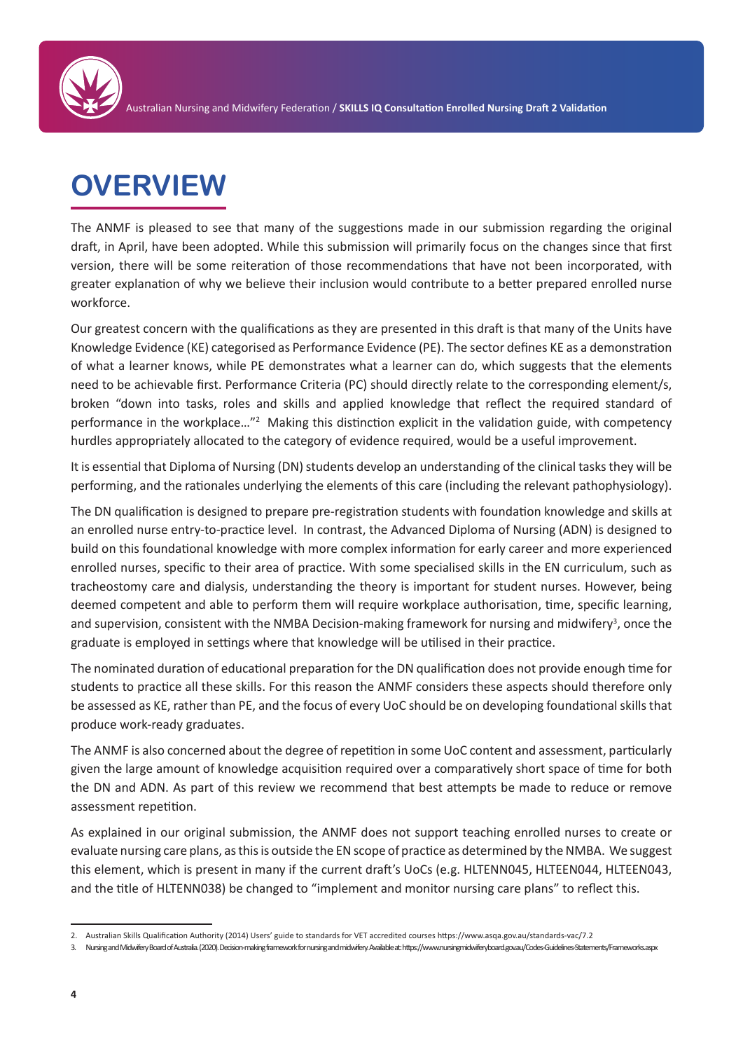# OVERVIEW

The ANMF is pleased to see that many of the suggestions made in our submission regarding the original draft, in April, have been adopted. While this submission will primarily focus on the changes since that first version, there will be some reiteration of those recommendations that have not been incorporated, with greater explanation of why we believe their inclusion would contribute to a better prepared enrolled nurse workforce.

Our greatest concern with the qualifications as they are presented in this draft is that many of the Units have Knowledge Evidence (KE) categorised as Performance Evidence (PE). The sector defines KE as a demonstration of what a learner knows, while PE demonstrates what a learner can do, which suggests that the elements need to be achievable first. Performance Criteria (PC) should directly relate to the corresponding element/s, broken "down into tasks, roles and skills and applied knowledge that reflect the required standard of performance in the workplace…"[2] Making this distinction explicit in the validation guide, with competency hurdles appropriately allocated to the category of evidence required, would be a useful improvement.

It is essential that Diploma of Nursing (DN) students develop an understanding of the clinical tasks they will be performing, and the rationales underlying the elements of this care (including the relevant pathophysiology).

The DN qualification is designed to prepare pre-registration students with foundation knowledge and skills at an enrolled nurse entry-to-practice level. In contrast, the Advanced Diploma of Nursing (ADN) is designed to build on this foundational knowledge with more complex information for early career and more experienced enrolled nurses, specific to their area of practice. With some specialised skills in the EN curriculum, such as tracheostomy care and dialysis, understanding the theory is important for student nurses. However, being deemed competent and able to perform them will require workplace authorisation, time, specific learning, and supervision, consistent with the NMBA Decision-making framework for nursing and midwifery[3], once the graduate is employed in settings where that knowledge will be utilised in their practice.

The nominated duration of educational preparation for the DN qualification does not provide enough time for students to practice all these skills. For this reason the ANMF considers these aspects should therefore only be assessed as KE, rather than PE, and the focus of every UoC should be on developing foundational skills that produce work-ready graduates.

The ANMF is also concerned about the degree of repetition in some UoC content and assessment, particularly given the large amount of knowledge acquisition required over a comparatively short space of time for both the DN and ADN. As part of this review we recommend that best attempts be made to reduce or remove assessment repetition.

As explained in our original submission, the ANMF does not support teaching enrolled nurses to create or evaluate nursing care plans, as this is outside the EN scope of practice as determined by the NMBA. We suggest this element, which is present in many if the current draft's UoCs (e.g. HLTENN045, HLTEEN044, HLTEEN043, and the title of HLTENN038) be changed to "implement and monitor nursing care plans" to reflect this.

---

2. Australian Skills Qualification Authority (2014) Users' guide to standards for VET accredited courses https://www.asqa.gov.au/standards-vac/7.2

3. Nursing and Midwifery Board of Australia. (2020). Decision-making framework for nursing and midwifery. Available at: https://www.nursingmidwiferyboard.gov.au/Codes-Guidelines-Statements/Frameworks.aspx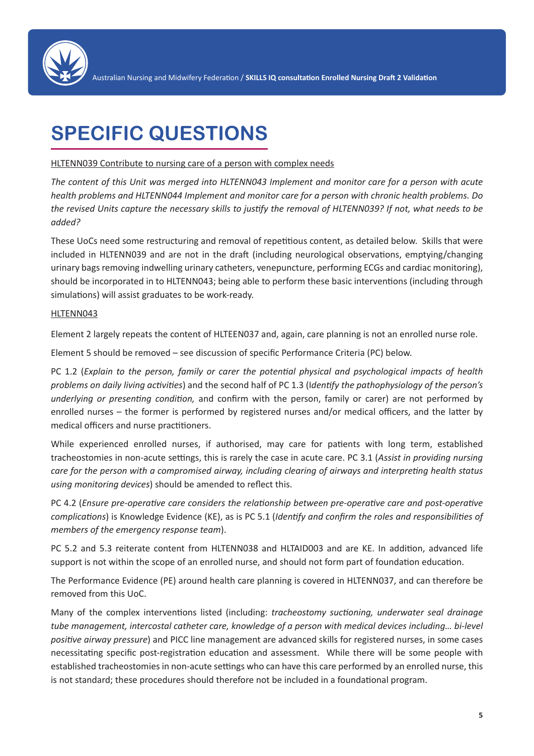# SPECIFIC QUESTIONS

HLTENN039 Contribute to nursing care of a person with complex needs

*The content of this Unit was merged into HLTENN043 Implement and monitor care for a person with acute health problems and HLTENN044 Implement and monitor care for a person with chronic health problems. Do the revised Units capture the necessary skills to justify the removal of HLTENN039? If not, what needs to be added?*

These UoCs need some restructuring and removal of repetitious content, as detailed below. Skills that were included in HLTENN039 and are not in the draft (including neurological observations, emptying/changing urinary bags removing indwelling urinary catheters, venepuncture, performing ECGs and cardiac monitoring), should be incorporated in to HLTENN043; being able to perform these basic interventions (including through simulations) will assist graduates to be work-ready.

HLTENN043

Element 2 largely repeats the content of HLTEEN037 and, again, care planning is not an enrolled nurse role.

Element 5 should be removed – see discussion of specific Performance Criteria (PC) below.

PC 1.2 (*Explain to the person, family or carer the potential physical and psychological impacts of health problems on daily living activities*) and the second half of PC 1.3 (I*dentify the pathophysiology of the person's underlying or presenting condition,* and confirm with the person, family or carer) are not performed by enrolled nurses – the former is performed by registered nurses and/or medical officers, and the latter by medical officers and nurse practitioners.

While experienced enrolled nurses, if authorised, may care for patients with long term, established tracheostomies in non-acute settings, this is rarely the case in acute care. PC 3.1 (*Assist in providing nursing care for the person with a compromised airway, including clearing of airways and interpreting health status using monitoring devices*) should be amended to reflect this.

PC 4.2 (*Ensure pre-operative care considers the relationship between pre-operative care and post-operative complications*) is Knowledge Evidence (KE), as is PC 5.1 (*Identify and confirm the roles and responsibilities of members of the emergency response team*).

PC 5.2 and 5.3 reiterate content from HLTENN038 and HLTAID003 and are KE. In addition, advanced life support is not within the scope of an enrolled nurse, and should not form part of foundation education.

The Performance Evidence (PE) around health care planning is covered in HLTENN037, and can therefore be removed from this UoC.

Many of the complex interventions listed (including: *tracheostomy suctioning, underwater seal drainage tube management, intercostal catheter care, knowledge of a person with medical devices including… bi-level positive airway pressure*) and PICC line management are advanced skills for registered nurses, in some cases necessitating specific post-registration education and assessment. While there will be some people with established tracheostomies in non-acute settings who can have this care performed by an enrolled nurse, this is not standard; these procedures should therefore not be included in a foundational program.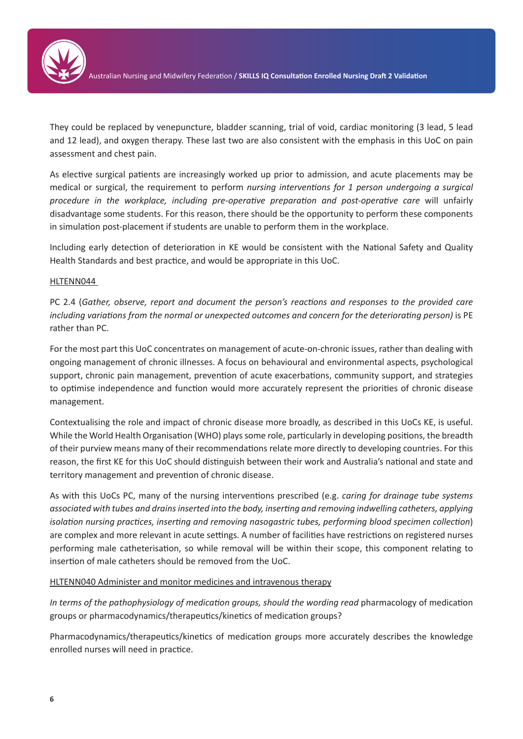They could be replaced by venepuncture, bladder scanning, trial of void, cardiac monitoring (3 lead, 5 lead and 12 lead), and oxygen therapy. These last two are also consistent with the emphasis in this UoC on pain assessment and chest pain.

As elective surgical patients are increasingly worked up prior to admission, and acute placements may be medical or surgical, the requirement to perform *nursing interventions for 1 person undergoing a surgical procedure in the workplace, including pre-operative preparation and post-operative care* will unfairly disadvantage some students. For this reason, there should be the opportunity to perform these components in simulation post-placement if students are unable to perform them in the workplace.

Including early detection of deterioration in KE would be consistent with the National Safety and Quality Health Standards and best practice, and would be appropriate in this UoC.

HLTENN044

PC 2.4 (*Gather, observe, report and document the person's reactions and responses to the provided care including variations from the normal or unexpected outcomes and concern for the deteriorating person)* is PE rather than PC.

For the most part this UoC concentrates on management of acute-on-chronic issues, rather than dealing with ongoing management of chronic illnesses. A focus on behavioural and environmental aspects, psychological support, chronic pain management, prevention of acute exacerbations, community support, and strategies to optimise independence and function would more accurately represent the priorities of chronic disease management.

Contextualising the role and impact of chronic disease more broadly, as described in this UoCs KE, is useful. While the World Health Organisation (WHO) plays some role, particularly in developing positions, the breadth of their purview means many of their recommendations relate more directly to developing countries. For this reason, the first KE for this UoC should distinguish between their work and Australia's national and state and territory management and prevention of chronic disease.

As with this UoCs PC, many of the nursing interventions prescribed (e.g. *caring for drainage tube systems associated with tubes and drains inserted into the body, inserting and removing indwelling catheters, applying isolation nursing practices, inserting and removing nasogastric tubes, performing blood specimen collection*) are complex and more relevant in acute settings. A number of facilities have restrictions on registered nurses performing male catheterisation, so while removal will be within their scope, this component relating to insertion of male catheters should be removed from the UoC.

HLTENN040 Administer and monitor medicines and intravenous therapy

*In terms of the pathophysiology of medication groups, should the wording read* pharmacology of medication groups or pharmacodynamics/therapeutics/kinetics of medication groups?

Pharmacodynamics/therapeutics/kinetics of medication groups more accurately describes the knowledge enrolled nurses will need in practice.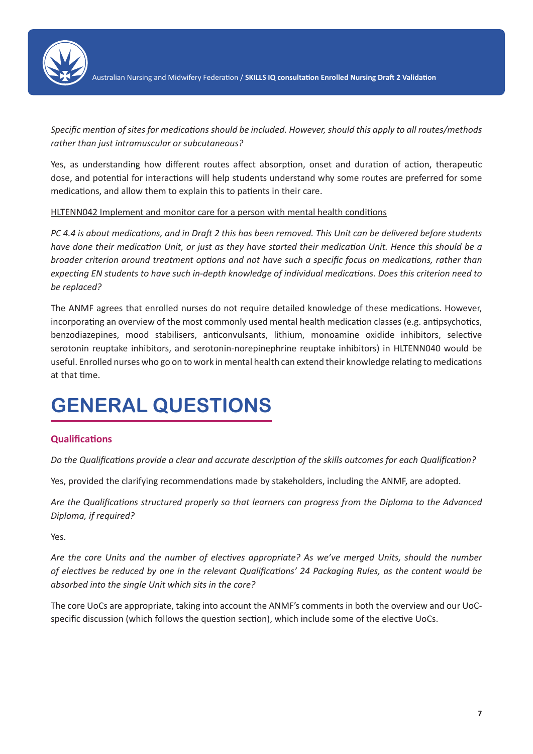*Specific mention of sites for medications should be included. However, should this apply to all routes/methods rather than just intramuscular or subcutaneous?*

Yes, as understanding how different routes affect absorption, onset and duration of action, therapeutic dose, and potential for interactions will help students understand why some routes are preferred for some medications, and allow them to explain this to patients in their care.

<u>HLTENN042 Implement and monitor care for a person with mental health conditions</u>

*PC 4.4 is about medications, and in Draft 2 this has been removed. This Unit can be delivered before students have done their medication Unit, or just as they have started their medication Unit. Hence this should be a broader criterion around treatment options and not have such a specific focus on medications, rather than expecting EN students to have such in-depth knowledge of individual medications. Does this criterion need to be replaced?*

The ANMF agrees that enrolled nurses do not require detailed knowledge of these medications. However, incorporating an overview of the most commonly used mental health medication classes (e.g. antipsychotics, benzodiazepines, mood stabilisers, anticonvulsants, lithium, monoamine oxidide inhibitors, selective serotonin reuptake inhibitors, and serotonin-norepinephrine reuptake inhibitors) in HLTENN040 would be useful. Enrolled nurses who go on to work in mental health can extend their knowledge relating to medications at that time.

# GENERAL QUESTIONS

### Qualifications

*Do the Qualifications provide a clear and accurate description of the skills outcomes for each Qualification?*

Yes, provided the clarifying recommendations made by stakeholders, including the ANMF, are adopted.

*Are the Qualifications structured properly so that learners can progress from the Diploma to the Advanced Diploma, if required?*

Yes.

*Are the core Units and the number of electives appropriate? As we've merged Units, should the number of electives be reduced by one in the relevant Qualifications' 24 Packaging Rules, as the content would be absorbed into the single Unit which sits in the core?*

The core UoCs are appropriate, taking into account the ANMF's comments in both the overview and our UoC-specific discussion (which follows the question section), which include some of the elective UoCs.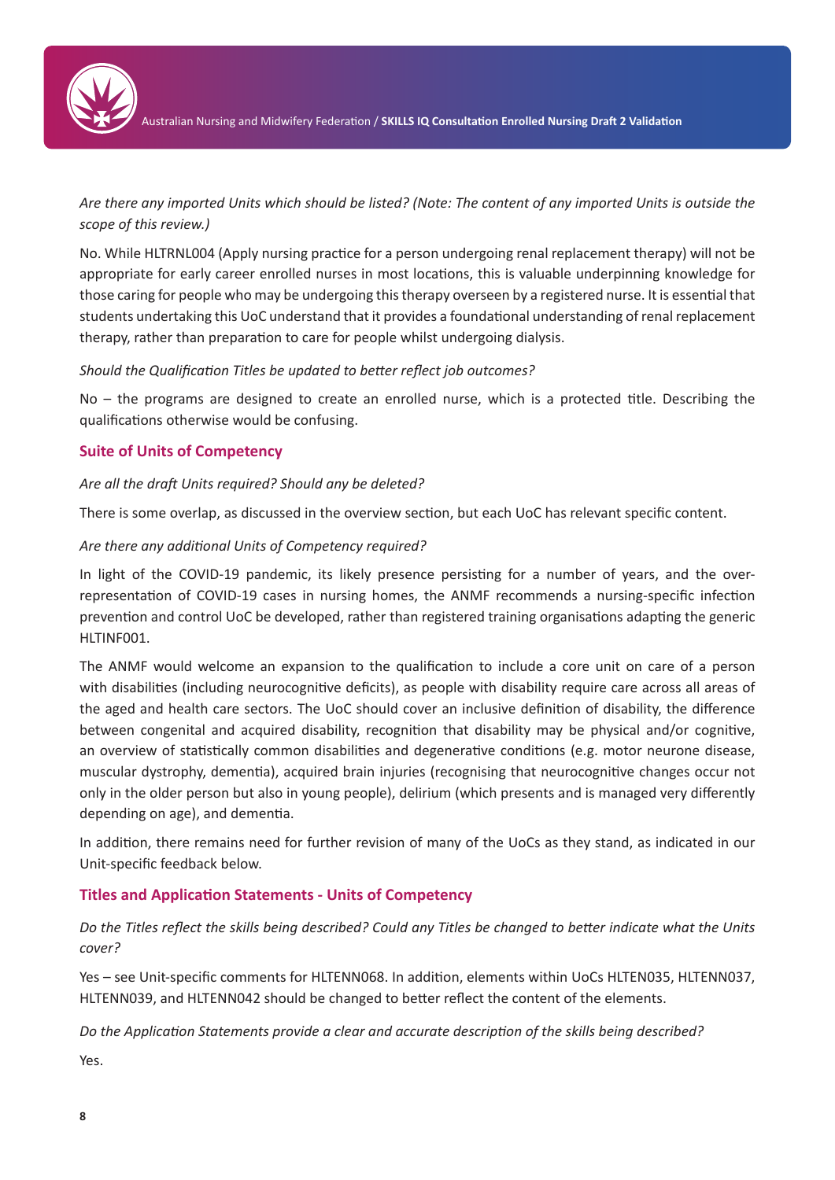*Are there any imported Units which should be listed? (Note: The content of any imported Units is outside the scope of this review.)*

No. While HLTRNL004 (Apply nursing practice for a person undergoing renal replacement therapy) will not be appropriate for early career enrolled nurses in most locations, this is valuable underpinning knowledge for those caring for people who may be undergoing this therapy overseen by a registered nurse. It is essential that students undertaking this UoC understand that it provides a foundational understanding of renal replacement therapy, rather than preparation to care for people whilst undergoing dialysis.

*Should the Qualification Titles be updated to better reflect job outcomes?*

No – the programs are designed to create an enrolled nurse, which is a protected title. Describing the qualifications otherwise would be confusing.

## Suite of Units of Competency

*Are all the draft Units required? Should any be deleted?*

There is some overlap, as discussed in the overview section, but each UoC has relevant specific content.

*Are there any additional Units of Competency required?*

In light of the COVID-19 pandemic, its likely presence persisting for a number of years, and the over-representation of COVID-19 cases in nursing homes, the ANMF recommends a nursing-specific infection prevention and control UoC be developed, rather than registered training organisations adapting the generic HLTINF001.

The ANMF would welcome an expansion to the qualification to include a core unit on care of a person with disabilities (including neurocognitive deficits), as people with disability require care across all areas of the aged and health care sectors. The UoC should cover an inclusive definition of disability, the difference between congenital and acquired disability, recognition that disability may be physical and/or cognitive, an overview of statistically common disabilities and degenerative conditions (e.g. motor neurone disease, muscular dystrophy, dementia), acquired brain injuries (recognising that neurocognitive changes occur not only in the older person but also in young people), delirium (which presents and is managed very differently depending on age), and dementia.

In addition, there remains need for further revision of many of the UoCs as they stand, as indicated in our Unit-specific feedback below.

## Titles and Application Statements - Units of Competency

*Do the Titles reflect the skills being described? Could any Titles be changed to better indicate what the Units cover?*

Yes – see Unit-specific comments for HLTENN068. In addition, elements within UoCs HLTEN035, HLTENN037, HLTENN039, and HLTENN042 should be changed to better reflect the content of the elements.

*Do the Application Statements provide a clear and accurate description of the skills being described?*

Yes.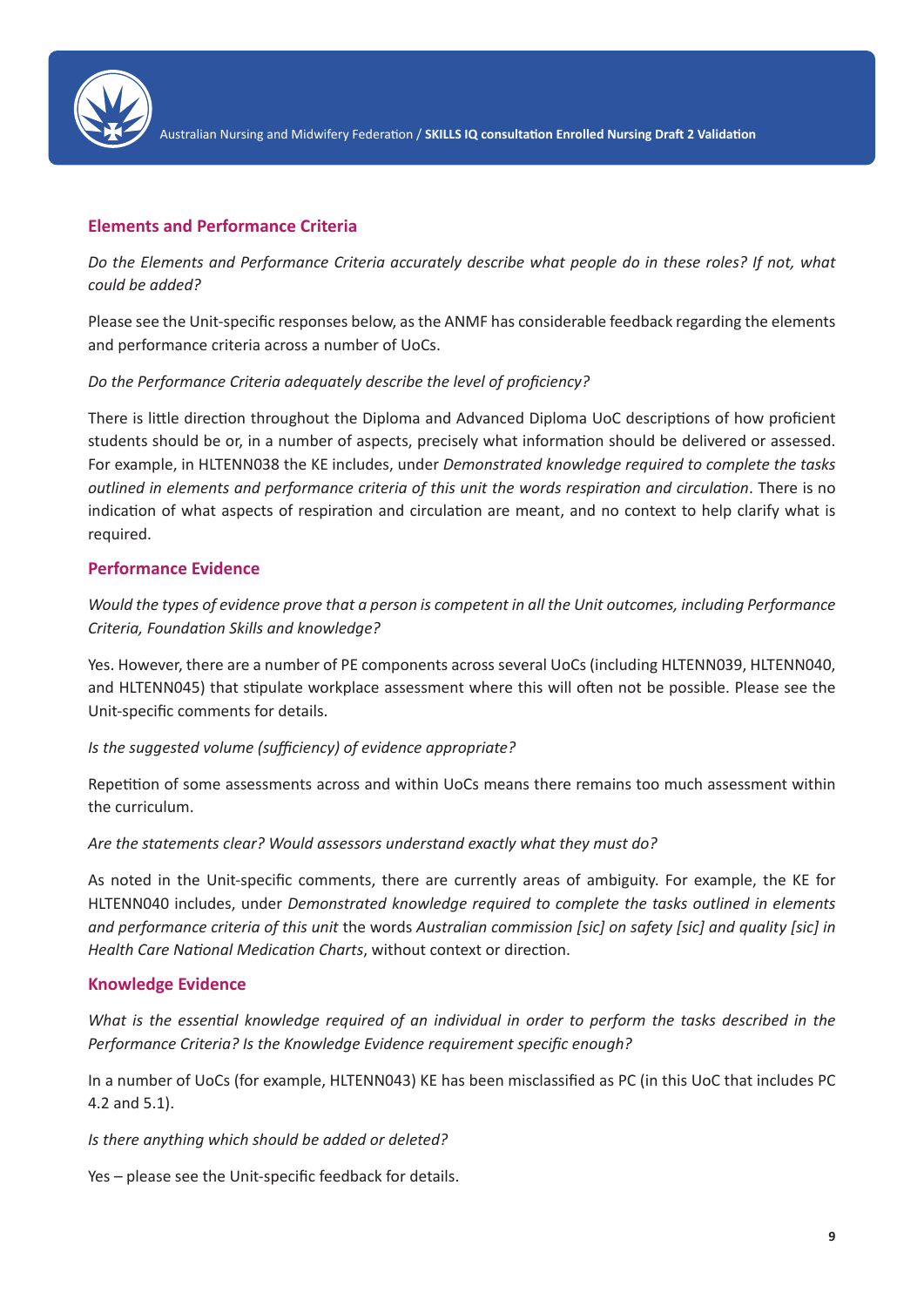## Elements and Performance Criteria

*Do the Elements and Performance Criteria accurately describe what people do in these roles? If not, what could be added?*

Please see the Unit-specific responses below, as the ANMF has considerable feedback regarding the elements and performance criteria across a number of UoCs.

*Do the Performance Criteria adequately describe the level of proficiency?*

There is little direction throughout the Diploma and Advanced Diploma UoC descriptions of how proficient students should be or, in a number of aspects, precisely what information should be delivered or assessed. For example, in HLTENN038 the KE includes, under *Demonstrated knowledge required to complete the tasks outlined in elements and performance criteria of this unit the words respiration and circulation*. There is no indication of what aspects of respiration and circulation are meant, and no context to help clarify what is required.

## Performance Evidence

*Would the types of evidence prove that a person is competent in all the Unit outcomes, including Performance Criteria, Foundation Skills and knowledge?*

Yes. However, there are a number of PE components across several UoCs (including HLTENN039, HLTENN040, and HLTENN045) that stipulate workplace assessment where this will often not be possible. Please see the Unit-specific comments for details.

*Is the suggested volume (sufficiency) of evidence appropriate?*

Repetition of some assessments across and within UoCs means there remains too much assessment within the curriculum.

*Are the statements clear? Would assessors understand exactly what they must do?*

As noted in the Unit-specific comments, there are currently areas of ambiguity. For example, the KE for HLTENN040 includes, under *Demonstrated knowledge required to complete the tasks outlined in elements and performance criteria of this unit* the words *Australian commission [sic] on safety [sic] and quality [sic] in Health Care National Medication Charts*, without context or direction.

## Knowledge Evidence

*What is the essential knowledge required of an individual in order to perform the tasks described in the Performance Criteria? Is the Knowledge Evidence requirement specific enough?*

In a number of UoCs (for example, HLTENN043) KE has been misclassified as PC (in this UoC that includes PC 4.2 and 5.1).

*Is there anything which should be added or deleted?*

Yes – please see the Unit-specific feedback for details.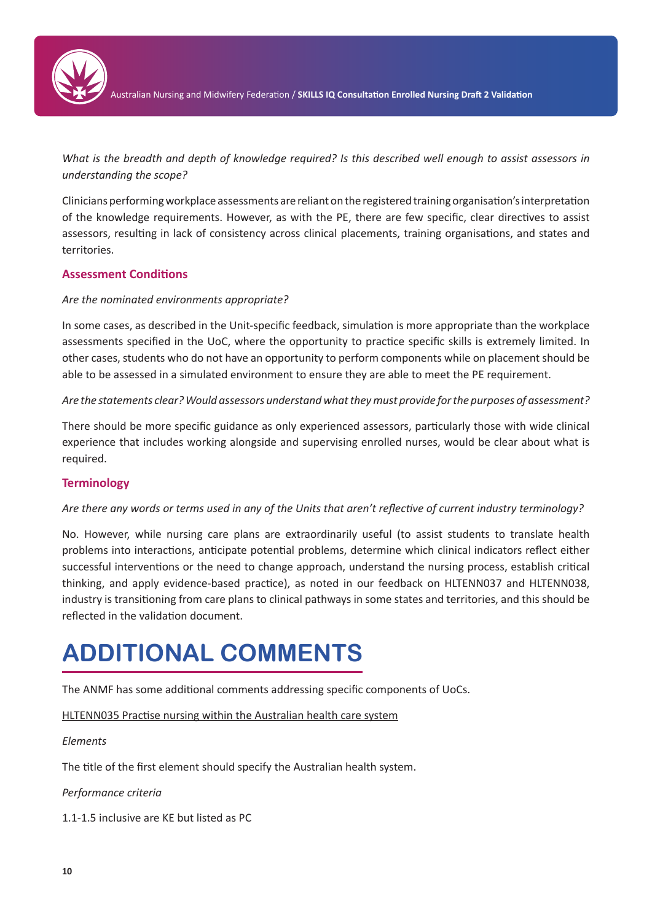*What is the breadth and depth of knowledge required? Is this described well enough to assist assessors in understanding the scope?*

Clinicians performing workplace assessments are reliant on the registered training organisation's interpretation of the knowledge requirements. However, as with the PE, there are few specific, clear directives to assist assessors, resulting in lack of consistency across clinical placements, training organisations, and states and territories.

### Assessment Conditions

*Are the nominated environments appropriate?*

In some cases, as described in the Unit-specific feedback, simulation is more appropriate than the workplace assessments specified in the UoC, where the opportunity to practice specific skills is extremely limited. In other cases, students who do not have an opportunity to perform components while on placement should be able to be assessed in a simulated environment to ensure they are able to meet the PE requirement.

*Are the statements clear? Would assessors understand what they must provide for the purposes of assessment?*

There should be more specific guidance as only experienced assessors, particularly those with wide clinical experience that includes working alongside and supervising enrolled nurses, would be clear about what is required.

### Terminology

*Are there any words or terms used in any of the Units that aren't reflective of current industry terminology?*

No. However, while nursing care plans are extraordinarily useful (to assist students to translate health problems into interactions, anticipate potential problems, determine which clinical indicators reflect either successful interventions or the need to change approach, understand the nursing process, establish critical thinking, and apply evidence-based practice), as noted in our feedback on HLTENN037 and HLTENN038, industry is transitioning from care plans to clinical pathways in some states and territories, and this should be reflected in the validation document.

## ADDITIONAL COMMENTS

The ANMF has some additional comments addressing specific components of UoCs.

<u>HLTENN035 Practise nursing within the Australian health care system</u>

*Elements*

The title of the first element should specify the Australian health system.

*Performance criteria*

1.1-1.5 inclusive are KE but listed as PC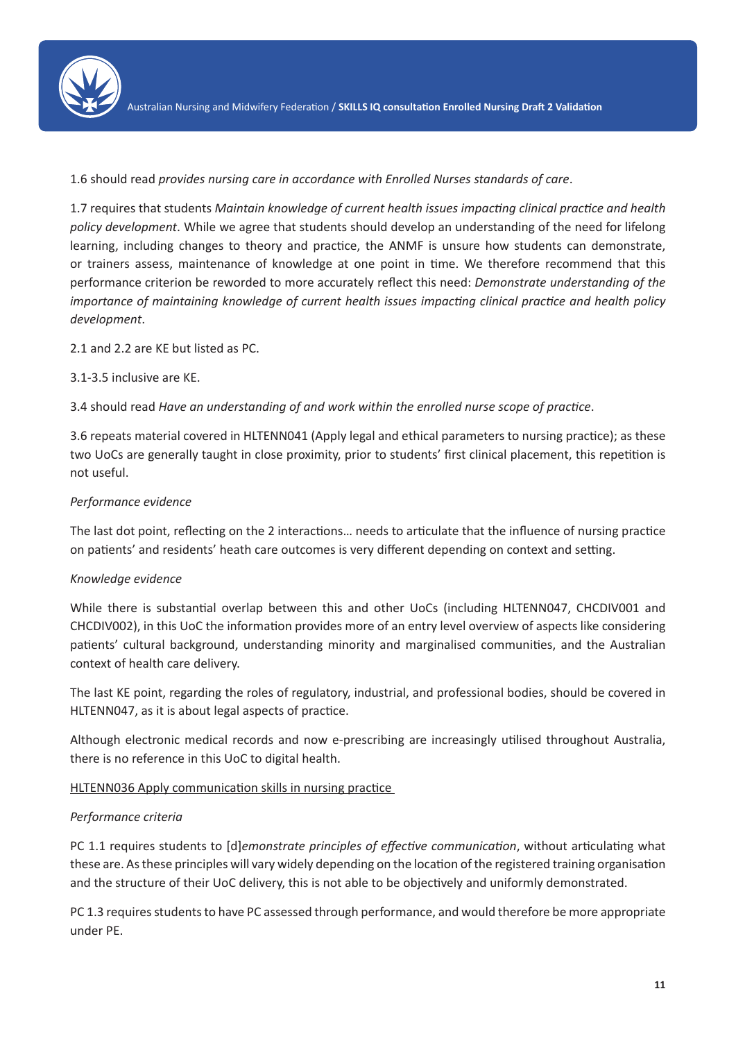1.6 should read *provides nursing care in accordance with Enrolled Nurses standards of care*.

1.7 requires that students *Maintain knowledge of current health issues impacting clinical practice and health policy development*. While we agree that students should develop an understanding of the need for lifelong learning, including changes to theory and practice, the ANMF is unsure how students can demonstrate, or trainers assess, maintenance of knowledge at one point in time. We therefore recommend that this performance criterion be reworded to more accurately reflect this need: *Demonstrate understanding of the importance of maintaining knowledge of current health issues impacting clinical practice and health policy development*.

2.1 and 2.2 are KE but listed as PC.

3.1-3.5 inclusive are KE.

3.4 should read *Have an understanding of and work within the enrolled nurse scope of practice*.

3.6 repeats material covered in HLTENN041 (Apply legal and ethical parameters to nursing practice); as these two UoCs are generally taught in close proximity, prior to students' first clinical placement, this repetition is not useful.

*Performance evidence*

The last dot point, reflecting on the 2 interactions… needs to articulate that the influence of nursing practice on patients' and residents' heath care outcomes is very different depending on context and setting.

*Knowledge evidence*

While there is substantial overlap between this and other UoCs (including HLTENN047, CHCDIV001 and CHCDIV002), in this UoC the information provides more of an entry level overview of aspects like considering patients' cultural background, understanding minority and marginalised communities, and the Australian context of health care delivery.

The last KE point, regarding the roles of regulatory, industrial, and professional bodies, should be covered in HLTENN047, as it is about legal aspects of practice.

Although electronic medical records and now e-prescribing are increasingly utilised throughout Australia, there is no reference in this UoC to digital health.

<u>HLTENN036 Apply communication skills in nursing practice</u>

*Performance criteria*

PC 1.1 requires students to [d]*emonstrate principles of effective communication*, without articulating what these are. As these principles will vary widely depending on the location of the registered training organisation and the structure of their UoC delivery, this is not able to be objectively and uniformly demonstrated.

PC 1.3 requires students to have PC assessed through performance, and would therefore be more appropriate under PE.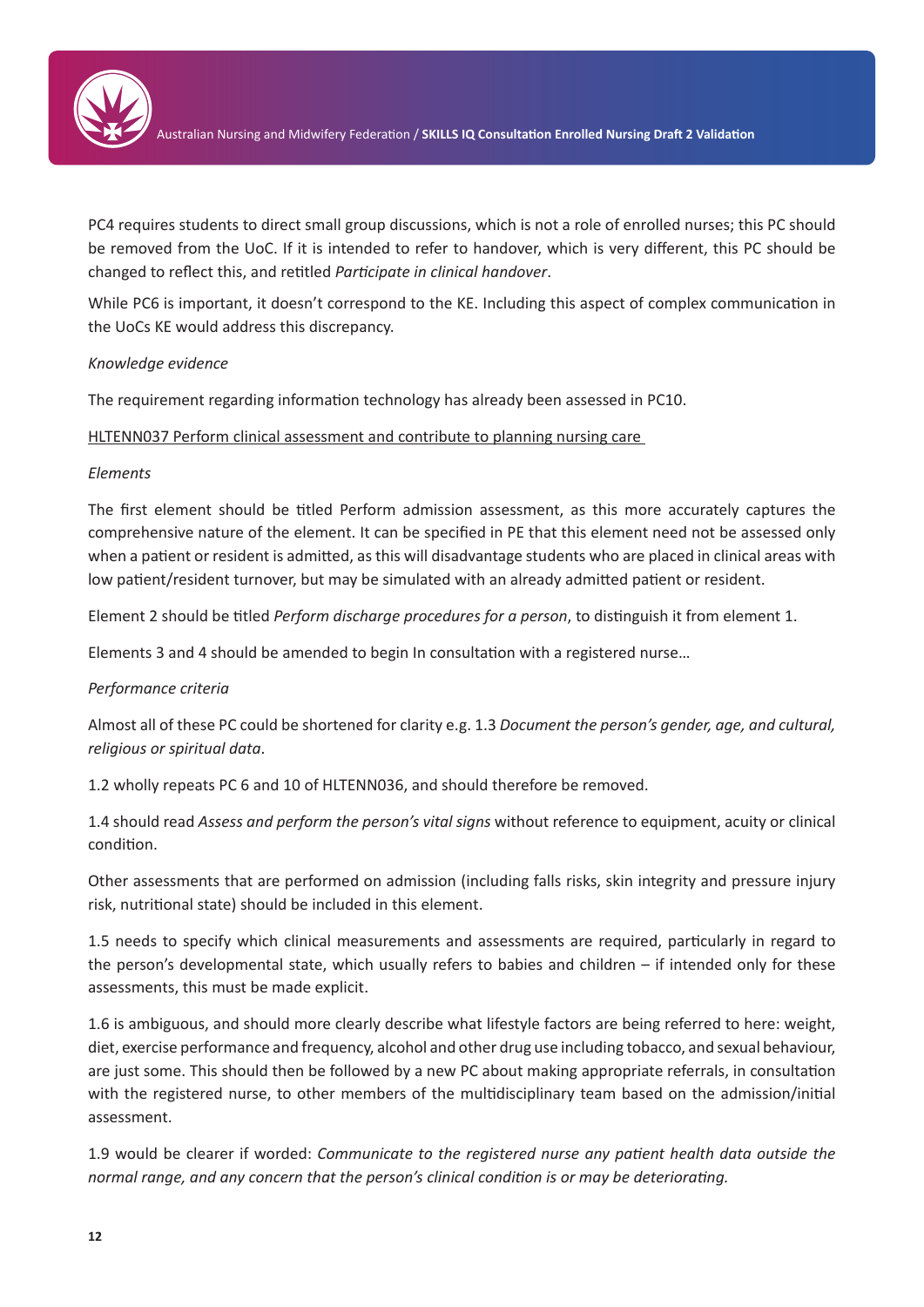PC4 requires students to direct small group discussions, which is not a role of enrolled nurses; this PC should be removed from the UoC. If it is intended to refer to handover, which is very different, this PC should be changed to reflect this, and retitled *Participate in clinical handover*.

While PC6 is important, it doesn't correspond to the KE. Including this aspect of complex communication in the UoCs KE would address this discrepancy.

*Knowledge evidence*

The requirement regarding information technology has already been assessed in PC10.

<u>HLTENN037 Perform clinical assessment and contribute to planning nursing care</u>

*Elements*

The first element should be titled Perform admission assessment, as this more accurately captures the comprehensive nature of the element. It can be specified in PE that this element need not be assessed only when a patient or resident is admitted, as this will disadvantage students who are placed in clinical areas with low patient/resident turnover, but may be simulated with an already admitted patient or resident.

Element 2 should be titled *Perform discharge procedures for a person*, to distinguish it from element 1.

Elements 3 and 4 should be amended to begin In consultation with a registered nurse…

*Performance criteria*

Almost all of these PC could be shortened for clarity e.g. 1.3 *Document the person's gender, age, and cultural, religious or spiritual data*.

1.2 wholly repeats PC 6 and 10 of HLTENN036, and should therefore be removed.

1.4 should read *Assess and perform the person's vital signs* without reference to equipment, acuity or clinical condition.

Other assessments that are performed on admission (including falls risks, skin integrity and pressure injury risk, nutritional state) should be included in this element.

1.5 needs to specify which clinical measurements and assessments are required, particularly in regard to the person's developmental state, which usually refers to babies and children – if intended only for these assessments, this must be made explicit.

1.6 is ambiguous, and should more clearly describe what lifestyle factors are being referred to here: weight, diet, exercise performance and frequency, alcohol and other drug use including tobacco, and sexual behaviour, are just some. This should then be followed by a new PC about making appropriate referrals, in consultation with the registered nurse, to other members of the multidisciplinary team based on the admission/initial assessment.

1.9 would be clearer if worded: *Communicate to the registered nurse any patient health data outside the normal range, and any concern that the person's clinical condition is or may be deteriorating.*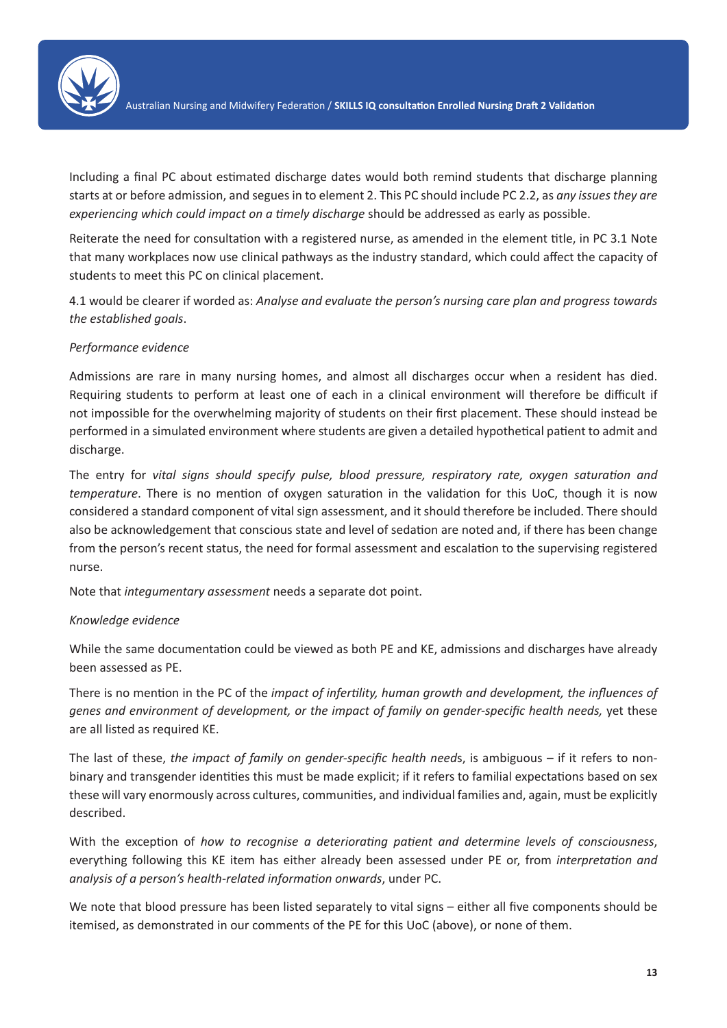Including a final PC about estimated discharge dates would both remind students that discharge planning starts at or before admission, and segues in to element 2. This PC should include PC 2.2, as *any issues they are experiencing which could impact on a timely discharge* should be addressed as early as possible.

Reiterate the need for consultation with a registered nurse, as amended in the element title, in PC 3.1 Note that many workplaces now use clinical pathways as the industry standard, which could affect the capacity of students to meet this PC on clinical placement.

4.1 would be clearer if worded as: *Analyse and evaluate the person's nursing care plan and progress towards the established goals*.

*Performance evidence*

Admissions are rare in many nursing homes, and almost all discharges occur when a resident has died. Requiring students to perform at least one of each in a clinical environment will therefore be difficult if not impossible for the overwhelming majority of students on their first placement. These should instead be performed in a simulated environment where students are given a detailed hypothetical patient to admit and discharge.

The entry for *vital signs should specify pulse, blood pressure, respiratory rate, oxygen saturation and temperature*. There is no mention of oxygen saturation in the validation for this UoC, though it is now considered a standard component of vital sign assessment, and it should therefore be included. There should also be acknowledgement that conscious state and level of sedation are noted and, if there has been change from the person's recent status, the need for formal assessment and escalation to the supervising registered nurse.

Note that *integumentary assessment* needs a separate dot point.

*Knowledge evidence*

While the same documentation could be viewed as both PE and KE, admissions and discharges have already been assessed as PE.

There is no mention in the PC of the *impact of infertility, human growth and development, the influences of genes and environment of development, or the impact of family on gender-specific health needs,* yet these are all listed as required KE.

The last of these, *the impact of family on gender-specific health need*s, is ambiguous – if it refers to non-binary and transgender identities this must be made explicit; if it refers to familial expectations based on sex these will vary enormously across cultures, communities, and individual families and, again, must be explicitly described.

With the exception of *how to recognise a deteriorating patient and determine levels of consciousness*, everything following this KE item has either already been assessed under PE or, from *interpretation and analysis of a person's health-related information onwards*, under PC.

We note that blood pressure has been listed separately to vital signs – either all five components should be itemised, as demonstrated in our comments of the PE for this UoC (above), or none of them.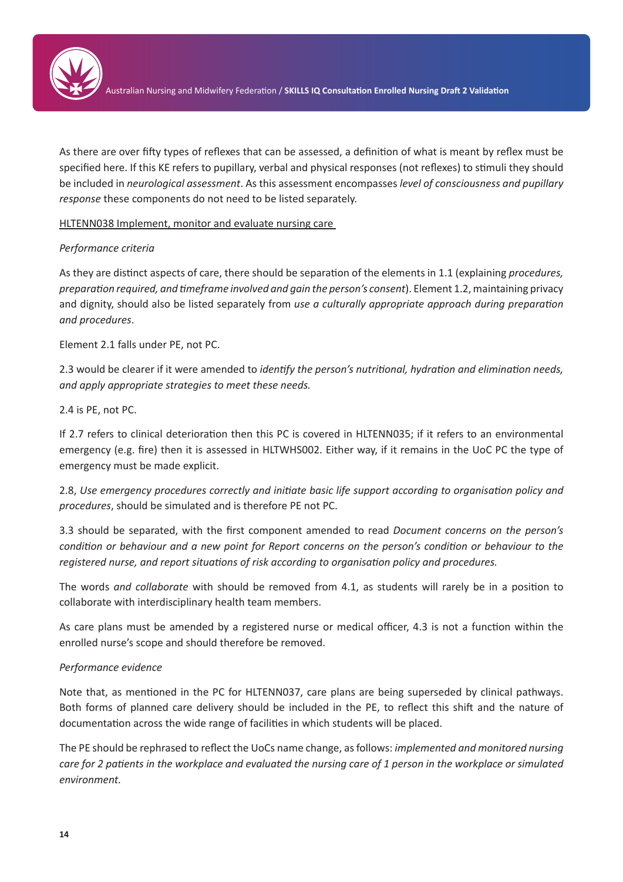As there are over fifty types of reflexes that can be assessed, a definition of what is meant by reflex must be specified here. If this KE refers to pupillary, verbal and physical responses (not reflexes) to stimuli they should be included in *neurological assessment*. As this assessment encompasses *level of consciousness and pupillary response* these components do not need to be listed separately.

HLTENN038 Implement, monitor and evaluate nursing care

*Performance criteria*

As they are distinct aspects of care, there should be separation of the elements in 1.1 (explaining *procedures, preparation required, and timeframe involved and gain the person's consent*). Element 1.2, maintaining privacy and dignity, should also be listed separately from *use a culturally appropriate approach during preparation and procedures*.

Element 2.1 falls under PE, not PC.

2.3 would be clearer if it were amended to *identify the person's nutritional, hydration and elimination needs, and apply appropriate strategies to meet these needs.*

2.4 is PE, not PC.

If 2.7 refers to clinical deterioration then this PC is covered in HLTENN035; if it refers to an environmental emergency (e.g. fire) then it is assessed in HLTWHS002. Either way, if it remains in the UoC PC the type of emergency must be made explicit.

2.8, *Use emergency procedures correctly and initiate basic life support according to organisation policy and procedures*, should be simulated and is therefore PE not PC.

3.3 should be separated, with the first component amended to read *Document concerns on the person's condition or behaviour and a new point for Report concerns on the person's condition or behaviour to the registered nurse, and report situations of risk according to organisation policy and procedures.*

The words *and collaborate* with should be removed from 4.1, as students will rarely be in a position to collaborate with interdisciplinary health team members.

As care plans must be amended by a registered nurse or medical officer, 4.3 is not a function within the enrolled nurse's scope and should therefore be removed.

*Performance evidence*

Note that, as mentioned in the PC for HLTENN037, care plans are being superseded by clinical pathways. Both forms of planned care delivery should be included in the PE, to reflect this shift and the nature of documentation across the wide range of facilities in which students will be placed.

The PE should be rephrased to reflect the UoCs name change, as follows: *implemented and monitored nursing care for 2 patients in the workplace and evaluated the nursing care of 1 person in the workplace or simulated environment.*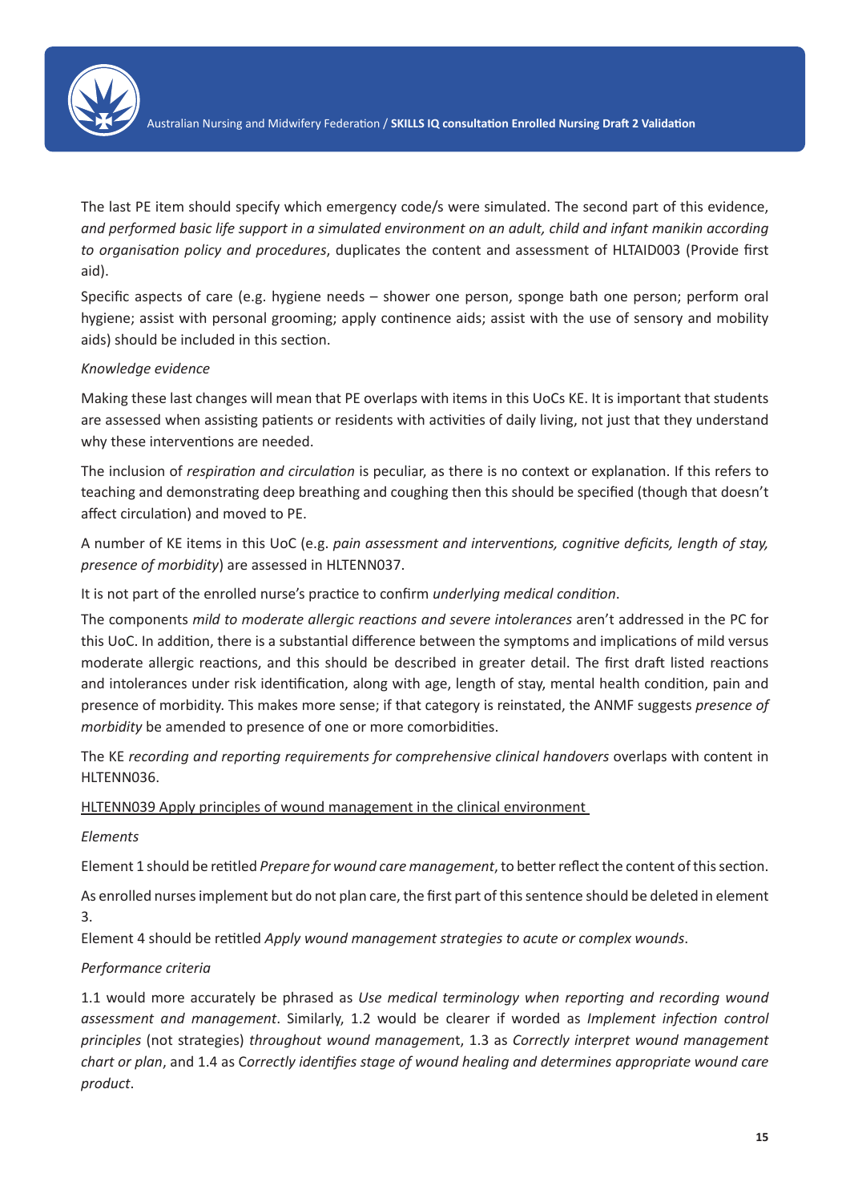The last PE item should specify which emergency code/s were simulated. The second part of this evidence, *and performed basic life support in a simulated environment on an adult, child and infant manikin according to organisation policy and procedures*, duplicates the content and assessment of HLTAID003 (Provide first aid).

Specific aspects of care (e.g. hygiene needs – shower one person, sponge bath one person; perform oral hygiene; assist with personal grooming; apply continence aids; assist with the use of sensory and mobility aids) should be included in this section.

*Knowledge evidence*

Making these last changes will mean that PE overlaps with items in this UoCs KE. It is important that students are assessed when assisting patients or residents with activities of daily living, not just that they understand why these interventions are needed.

The inclusion of *respiration and circulation* is peculiar, as there is no context or explanation. If this refers to teaching and demonstrating deep breathing and coughing then this should be specified (though that doesn't affect circulation) and moved to PE.

A number of KE items in this UoC (e.g. *pain assessment and interventions, cognitive deficits, length of stay, presence of morbidity*) are assessed in HLTENN037.

It is not part of the enrolled nurse's practice to confirm *underlying medical condition*.

The components *mild to moderate allergic reactions and severe intolerances* aren't addressed in the PC for this UoC. In addition, there is a substantial difference between the symptoms and implications of mild versus moderate allergic reactions, and this should be described in greater detail. The first draft listed reactions and intolerances under risk identification, along with age, length of stay, mental health condition, pain and presence of morbidity. This makes more sense; if that category is reinstated, the ANMF suggests *presence of morbidity* be amended to presence of one or more comorbidities.

The KE *recording and reporting requirements for comprehensive clinical handovers* overlaps with content in HLTENN036.

<u>HLTENN039 Apply principles of wound management in the clinical environment</u>

*Elements*

Element 1 should be retitled *Prepare for wound care management*, to better reflect the content of this section.

As enrolled nurses implement but do not plan care, the first part of this sentence should be deleted in element 3.

Element 4 should be retitled *Apply wound management strategies to acute or complex wounds*.

*Performance criteria*

1.1 would more accurately be phrased as *Use medical terminology when reporting and recording wound assessment and management*. Similarly, 1.2 would be clearer if worded as *Implement infection control principles* (not strategies) *throughout wound managemen*t, 1.3 as *Correctly interpret wound management chart or plan*, and 1.4 as C*orrectly identifies stage of wound healing and determines appropriate wound care product*.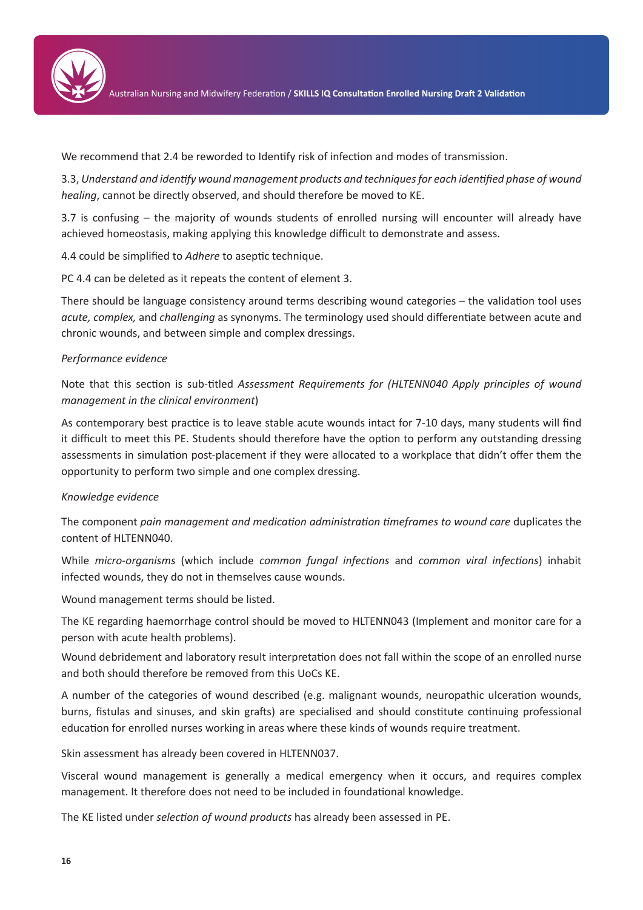We recommend that 2.4 be reworded to Identify risk of infection and modes of transmission.

3.3, *Understand and identify wound management products and techniques for each identified phase of wound healing*, cannot be directly observed, and should therefore be moved to KE.

3.7 is confusing – the majority of wounds students of enrolled nursing will encounter will already have achieved homeostasis, making applying this knowledge difficult to demonstrate and assess.

4.4 could be simplified to *Adhere* to aseptic technique.

PC 4.4 can be deleted as it repeats the content of element 3.

There should be language consistency around terms describing wound categories – the validation tool uses *acute, complex,* and *challenging* as synonyms. The terminology used should differentiate between acute and chronic wounds, and between simple and complex dressings.

*Performance evidence*

Note that this section is sub-titled *Assessment Requirements for (HLTENN040 Apply principles of wound management in the clinical environment*)

As contemporary best practice is to leave stable acute wounds intact for 7-10 days, many students will find it difficult to meet this PE. Students should therefore have the option to perform any outstanding dressing assessments in simulation post-placement if they were allocated to a workplace that didn't offer them the opportunity to perform two simple and one complex dressing.

*Knowledge evidence*

The component *pain management and medication administration timeframes to wound care* duplicates the content of HLTENN040.

While *micro-organisms* (which include *common fungal infections* and *common viral infections*) inhabit infected wounds, they do not in themselves cause wounds.

Wound management terms should be listed.

The KE regarding haemorrhage control should be moved to HLTENN043 (Implement and monitor care for a person with acute health problems).

Wound debridement and laboratory result interpretation does not fall within the scope of an enrolled nurse and both should therefore be removed from this UoCs KE.

A number of the categories of wound described (e.g. malignant wounds, neuropathic ulceration wounds, burns, fistulas and sinuses, and skin grafts) are specialised and should constitute continuing professional education for enrolled nurses working in areas where these kinds of wounds require treatment.

Skin assessment has already been covered in HLTENN037.

Visceral wound management is generally a medical emergency when it occurs, and requires complex management. It therefore does not need to be included in foundational knowledge.

The KE listed under *selection of wound products* has already been assessed in PE.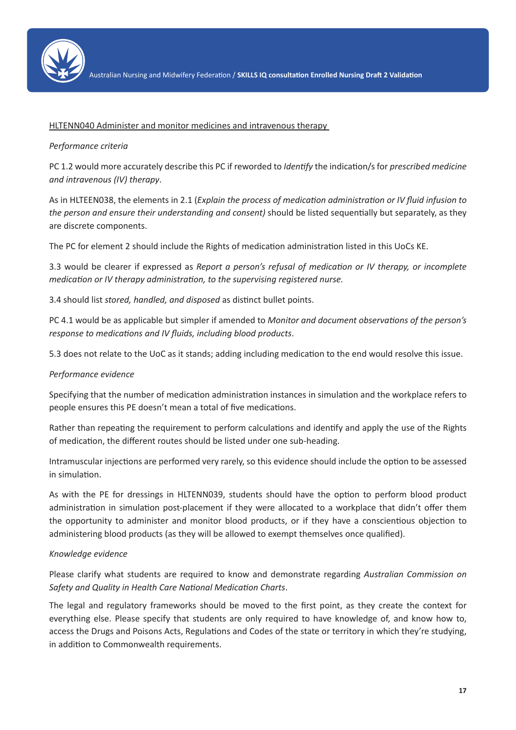HLTENN040 Administer and monitor medicines and intravenous therapy

*Performance criteria*

PC 1.2 would more accurately describe this PC if reworded to *Identify* the indication/s for *prescribed medicine and intravenous (IV) therapy*.

As in HLTEEN038, the elements in 2.1 (*Explain the process of medication administration or IV fluid infusion to the person and ensure their understanding and consent)* should be listed sequentially but separately, as they are discrete components.

The PC for element 2 should include the Rights of medication administration listed in this UoCs KE.

3.3 would be clearer if expressed as *Report a person's refusal of medication or IV therapy, or incomplete medication or IV therapy administration, to the supervising registered nurse.*

3.4 should list *stored, handled, and disposed* as distinct bullet points.

PC 4.1 would be as applicable but simpler if amended to *Monitor and document observations of the person's response to medications and IV fluids, including blood products*.

5.3 does not relate to the UoC as it stands; adding including medication to the end would resolve this issue.

*Performance evidence*

Specifying that the number of medication administration instances in simulation and the workplace refers to people ensures this PE doesn't mean a total of five medications.

Rather than repeating the requirement to perform calculations and identify and apply the use of the Rights of medication, the different routes should be listed under one sub-heading.

Intramuscular injections are performed very rarely, so this evidence should include the option to be assessed in simulation.

As with the PE for dressings in HLTENN039, students should have the option to perform blood product administration in simulation post-placement if they were allocated to a workplace that didn't offer them the opportunity to administer and monitor blood products, or if they have a conscientious objection to administering blood products (as they will be allowed to exempt themselves once qualified).

*Knowledge evidence*

Please clarify what students are required to know and demonstrate regarding *Australian Commission on Safety and Quality in Health Care National Medication Charts*.

The legal and regulatory frameworks should be moved to the first point, as they create the context for everything else. Please specify that students are only required to have knowledge of, and know how to, access the Drugs and Poisons Acts, Regulations and Codes of the state or territory in which they're studying, in addition to Commonwealth requirements.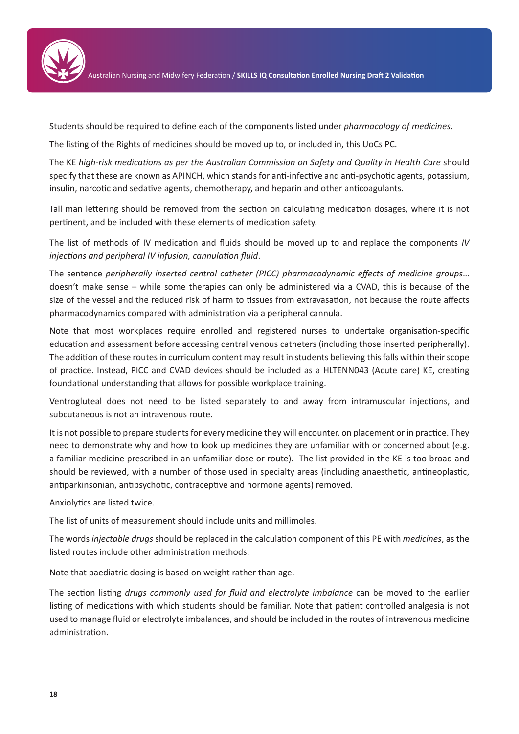Students should be required to define each of the components listed under *pharmacology of medicines*.

The listing of the Rights of medicines should be moved up to, or included in, this UoCs PC.

The KE *high-risk medications as per the Australian Commission on Safety and Quality in Health Care* should specify that these are known as APINCH, which stands for anti-infective and anti-psychotic agents, potassium, insulin, narcotic and sedative agents, chemotherapy, and heparin and other anticoagulants.

Tall man lettering should be removed from the section on calculating medication dosages, where it is not pertinent, and be included with these elements of medication safety.

The list of methods of IV medication and fluids should be moved up to and replace the components *IV injections and peripheral IV infusion, cannulation fluid*.

The sentence *peripherally inserted central catheter (PICC) pharmacodynamic effects of medicine groups*… doesn't make sense – while some therapies can only be administered via a CVAD, this is because of the size of the vessel and the reduced risk of harm to tissues from extravasation, not because the route affects pharmacodynamics compared with administration via a peripheral cannula.

Note that most workplaces require enrolled and registered nurses to undertake organisation-specific education and assessment before accessing central venous catheters (including those inserted peripherally). The addition of these routes in curriculum content may result in students believing this falls within their scope of practice. Instead, PICC and CVAD devices should be included as a HLTENN043 (Acute care) KE, creating foundational understanding that allows for possible workplace training.

Ventrogluteal does not need to be listed separately to and away from intramuscular injections, and subcutaneous is not an intravenous route.

It is not possible to prepare students for every medicine they will encounter, on placement or in practice. They need to demonstrate why and how to look up medicines they are unfamiliar with or concerned about (e.g. a familiar medicine prescribed in an unfamiliar dose or route). The list provided in the KE is too broad and should be reviewed, with a number of those used in specialty areas (including anaesthetic, antineoplastic, antiparkinsonian, antipsychotic, contraceptive and hormone agents) removed.

Anxiolytics are listed twice.

The list of units of measurement should include units and millimoles.

The words *injectable drugs* should be replaced in the calculation component of this PE with *medicines*, as the listed routes include other administration methods.

Note that paediatric dosing is based on weight rather than age.

The section listing *drugs commonly used for fluid and electrolyte imbalance* can be moved to the earlier listing of medications with which students should be familiar. Note that patient controlled analgesia is not used to manage fluid or electrolyte imbalances, and should be included in the routes of intravenous medicine administration.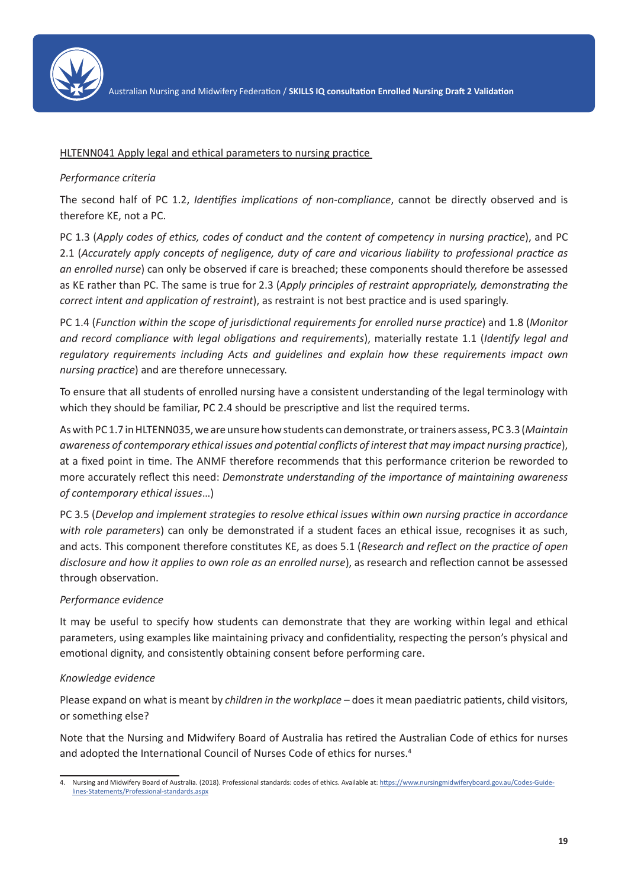HLTENN041 Apply legal and ethical parameters to nursing practice

*Performance criteria*

The second half of PC 1.2, *Identifies implications of non-compliance*, cannot be directly observed and is therefore KE, not a PC.

PC 1.3 (*Apply codes of ethics, codes of conduct and the content of competency in nursing practice*), and PC 2.1 (*Accurately apply concepts of negligence, duty of care and vicarious liability to professional practice as an enrolled nurse*) can only be observed if care is breached; these components should therefore be assessed as KE rather than PC. The same is true for 2.3 (*Apply principles of restraint appropriately, demonstrating the correct intent and application of restraint*), as restraint is not best practice and is used sparingly.

PC 1.4 (*Function within the scope of jurisdictional requirements for enrolled nurse practice*) and 1.8 (*Monitor and record compliance with legal obligations and requirements*), materially restate 1.1 (*Identify legal and regulatory requirements including Acts and guidelines and explain how these requirements impact own nursing practice*) and are therefore unnecessary.

To ensure that all students of enrolled nursing have a consistent understanding of the legal terminology with which they should be familiar, PC 2.4 should be prescriptive and list the required terms.

As with PC 1.7 in HLTENN035, we are unsure how students can demonstrate, or trainers assess, PC 3.3 (*Maintain awareness of contemporary ethical issues and potential conflicts of interest that may impact nursing practice*), at a fixed point in time. The ANMF therefore recommends that this performance criterion be reworded to more accurately reflect this need: *Demonstrate understanding of the importance of maintaining awareness of contemporary ethical issues*…)

PC 3.5 (*Develop and implement strategies to resolve ethical issues within own nursing practice in accordance with role parameters*) can only be demonstrated if a student faces an ethical issue, recognises it as such, and acts. This component therefore constitutes KE, as does 5.1 (*Research and reflect on the practice of open disclosure and how it applies to own role as an enrolled nurse*), as research and reflection cannot be assessed through observation.

*Performance evidence*

It may be useful to specify how students can demonstrate that they are working within legal and ethical parameters, using examples like maintaining privacy and confidentiality, respecting the person's physical and emotional dignity, and consistently obtaining consent before performing care.

*Knowledge evidence*

Please expand on what is meant by *children in the workplace* – does it mean paediatric patients, child visitors, or something else?

Note that the Nursing and Midwifery Board of Australia has retired the Australian Code of ethics for nurses and adopted the International Council of Nurses Code of ethics for nurses.[4]

---

4. Nursing and Midwifery Board of Australia. (2018). Professional standards: codes of ethics. Available at: https://www.nursingmidwiferyboard.gov.au/Codes-Guidelines-Statements/Professional-standards.aspx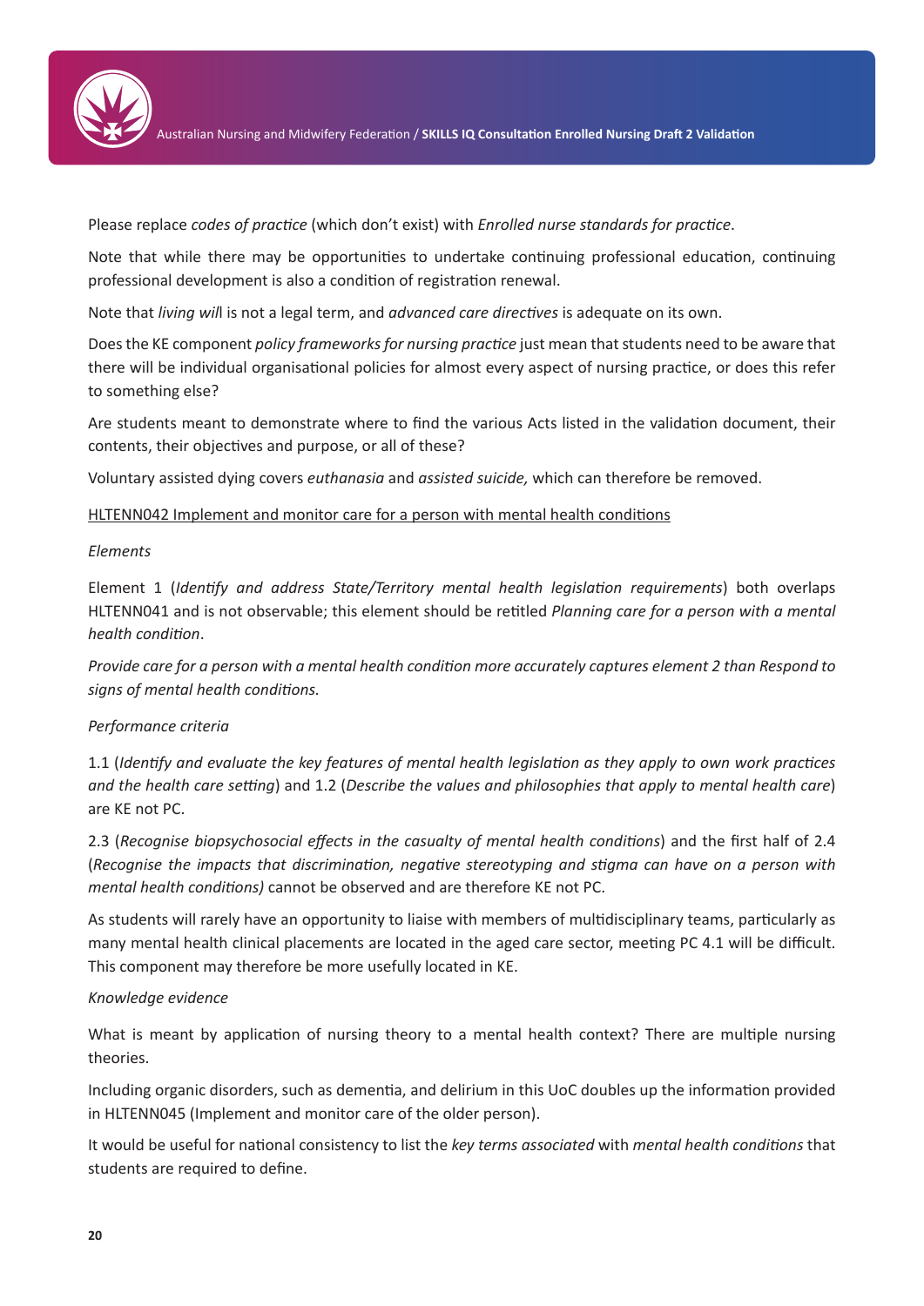Please replace *codes of practice* (which don't exist) with *Enrolled nurse standards for practice*.

Note that while there may be opportunities to undertake continuing professional education, continuing professional development is also a condition of registration renewal.

Note that *living will* is not a legal term, and *advanced care directives* is adequate on its own.

Does the KE component *policy frameworks for nursing practice* just mean that students need to be aware that there will be individual organisational policies for almost every aspect of nursing practice, or does this refer to something else?

Are students meant to demonstrate where to find the various Acts listed in the validation document, their contents, their objectives and purpose, or all of these?

Voluntary assisted dying covers *euthanasia* and *assisted suicide,* which can therefore be removed.

HLTENN042 Implement and monitor care for a person with mental health conditions

*Elements*

Element 1 (*Identify and address State/Territory mental health legislation requirements*) both overlaps HLTENN041 and is not observable; this element should be retitled *Planning care for a person with a mental health condition*.

*Provide care for a person with a mental health condition more accurately captures element 2 than Respond to signs of mental health conditions.*

*Performance criteria*

1.1 (*Identify and evaluate the key features of mental health legislation as they apply to own work practices and the health care setting*) and 1.2 (*Describe the values and philosophies that apply to mental health care*) are KE not PC.

2.3 (*Recognise biopsychosocial effects in the casualty of mental health conditions*) and the first half of 2.4 (*Recognise the impacts that discrimination, negative stereotyping and stigma can have on a person with mental health conditions)* cannot be observed and are therefore KE not PC.

As students will rarely have an opportunity to liaise with members of multidisciplinary teams, particularly as many mental health clinical placements are located in the aged care sector, meeting PC 4.1 will be difficult. This component may therefore be more usefully located in KE.

*Knowledge evidence*

What is meant by application of nursing theory to a mental health context? There are multiple nursing theories.

Including organic disorders, such as dementia, and delirium in this UoC doubles up the information provided in HLTENN045 (Implement and monitor care of the older person).

It would be useful for national consistency to list the *key terms associated* with *mental health conditions* that students are required to define.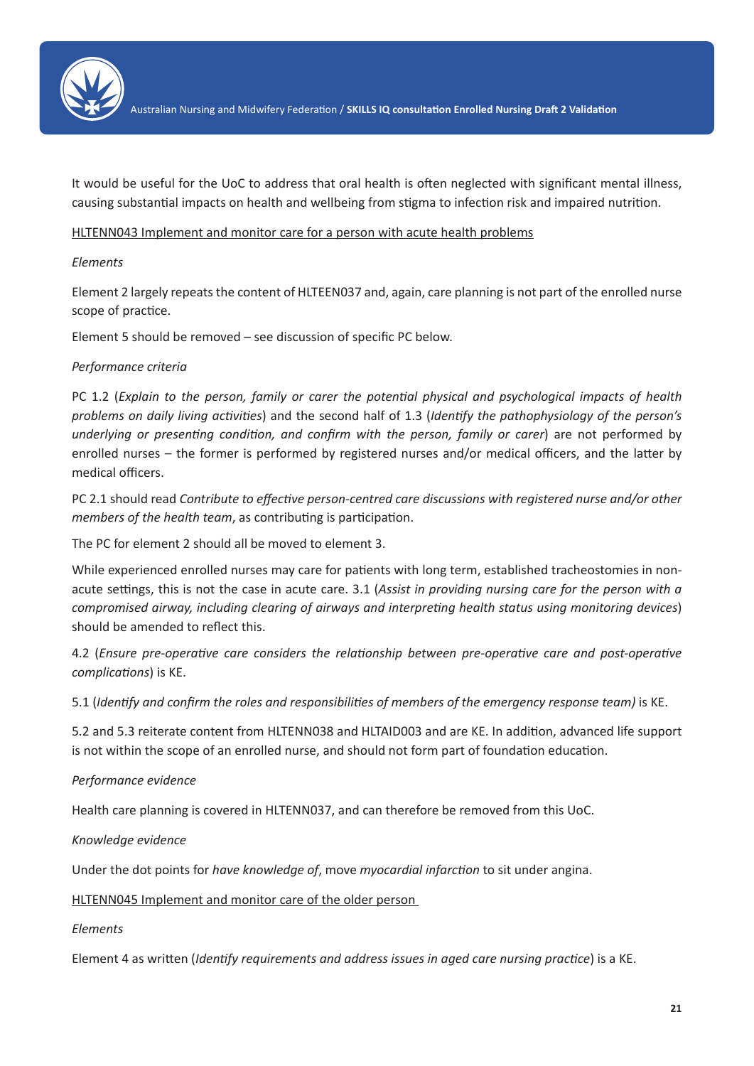It would be useful for the UoC to address that oral health is often neglected with significant mental illness, causing substantial impacts on health and wellbeing from stigma to infection risk and impaired nutrition.

<u>HLTENN043 Implement and monitor care for a person with acute health problems</u>

*Elements*

Element 2 largely repeats the content of HLTEEN037 and, again, care planning is not part of the enrolled nurse scope of practice.

Element 5 should be removed – see discussion of specific PC below.

*Performance criteria*

PC 1.2 (*Explain to the person, family or carer the potential physical and psychological impacts of health problems on daily living activities*) and the second half of 1.3 (*Identify the pathophysiology of the person's underlying or presenting condition, and confirm with the person, family or carer*) are not performed by enrolled nurses – the former is performed by registered nurses and/or medical officers, and the latter by medical officers.

PC 2.1 should read *Contribute to effective person-centred care discussions with registered nurse and/or other members of the health team*, as contributing is participation.

The PC for element 2 should all be moved to element 3.

While experienced enrolled nurses may care for patients with long term, established tracheostomies in non-acute settings, this is not the case in acute care. 3.1 (*Assist in providing nursing care for the person with a compromised airway, including clearing of airways and interpreting health status using monitoring devices*) should be amended to reflect this.

4.2 (*Ensure pre-operative care considers the relationship between pre-operative care and post-operative complications*) is KE.

5.1 (*Identify and confirm the roles and responsibilities of members of the emergency response team)* is KE.

5.2 and 5.3 reiterate content from HLTENN038 and HLTAID003 and are KE. In addition, advanced life support is not within the scope of an enrolled nurse, and should not form part of foundation education.

*Performance evidence*

Health care planning is covered in HLTENN037, and can therefore be removed from this UoC.

*Knowledge evidence*

Under the dot points for *have knowledge of*, move *myocardial infarction* to sit under angina.

<u>HLTENN045 Implement and monitor care of the older person</u>

*Elements*

Element 4 as written (*Identify requirements and address issues in aged care nursing practice*) is a KE.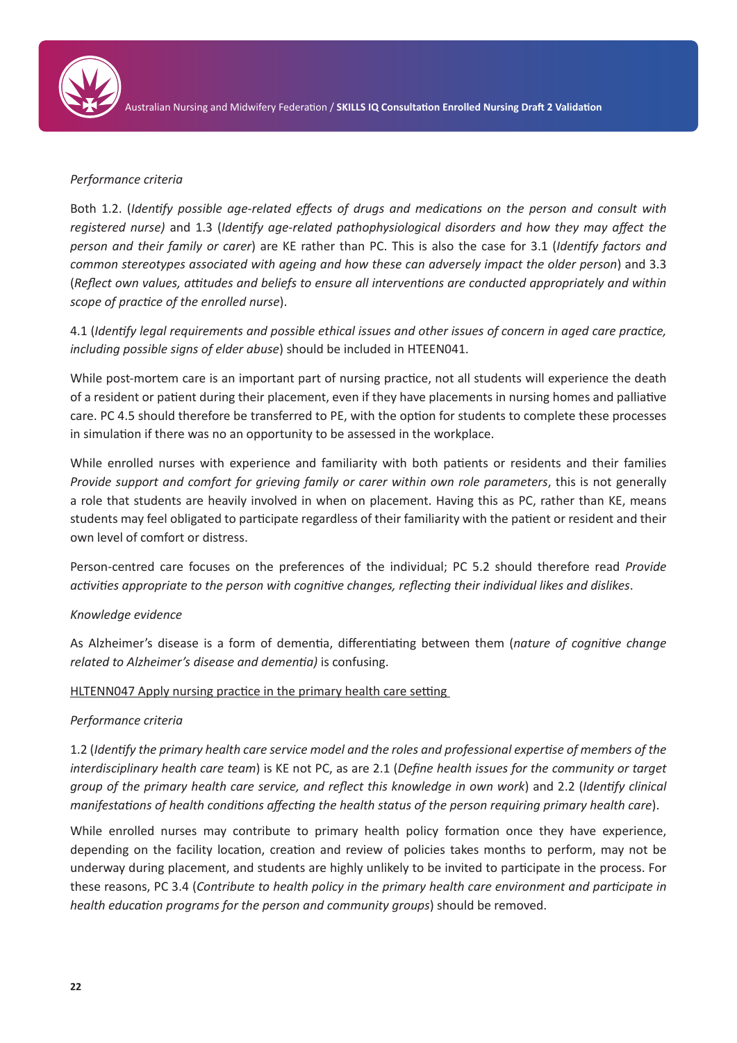*Performance criteria*

Both 1.2. (*Identify possible age-related effects of drugs and medications on the person and consult with registered nurse)* and 1.3 (*Identify age-related pathophysiological disorders and how they may affect the person and their family or carer*) are KE rather than PC. This is also the case for 3.1 (*Identify factors and common stereotypes associated with ageing and how these can adversely impact the older person*) and 3.3 (*Reflect own values, attitudes and beliefs to ensure all interventions are conducted appropriately and within scope of practice of the enrolled nurse*).

4.1 (*Identify legal requirements and possible ethical issues and other issues of concern in aged care practice, including possible signs of elder abuse*) should be included in HTEEN041.

While post-mortem care is an important part of nursing practice, not all students will experience the death of a resident or patient during their placement, even if they have placements in nursing homes and palliative care. PC 4.5 should therefore be transferred to PE, with the option for students to complete these processes in simulation if there was no an opportunity to be assessed in the workplace.

While enrolled nurses with experience and familiarity with both patients or residents and their families *Provide support and comfort for grieving family or carer within own role parameters*, this is not generally a role that students are heavily involved in when on placement. Having this as PC, rather than KE, means students may feel obligated to participate regardless of their familiarity with the patient or resident and their own level of comfort or distress.

Person-centred care focuses on the preferences of the individual; PC 5.2 should therefore read *Provide activities appropriate to the person with cognitive changes, reflecting their individual likes and dislikes*.

*Knowledge evidence*

As Alzheimer's disease is a form of dementia, differentiating between them (*nature of cognitive change related to Alzheimer's disease and dementia)* is confusing.

<u>HLTENN047 Apply nursing practice in the primary health care setting</u>

*Performance criteria*

1.2 (*Identify the primary health care service model and the roles and professional expertise of members of the interdisciplinary health care team*) is KE not PC, as are 2.1 (*Define health issues for the community or target group of the primary health care service, and reflect this knowledge in own work*) and 2.2 (*Identify clinical manifestations of health conditions affecting the health status of the person requiring primary health care*).

While enrolled nurses may contribute to primary health policy formation once they have experience, depending on the facility location, creation and review of policies takes months to perform, may not be underway during placement, and students are highly unlikely to be invited to participate in the process. For these reasons, PC 3.4 (*Contribute to health policy in the primary health care environment and participate in health education programs for the person and community groups*) should be removed.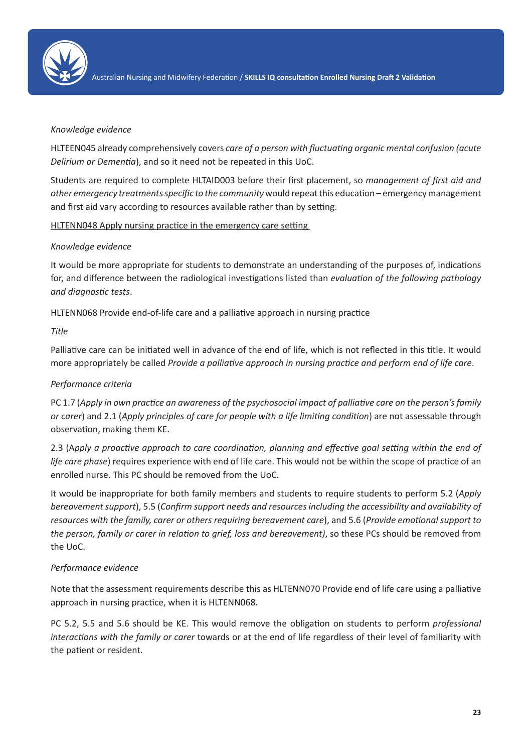*Knowledge evidence*

HLTEEN045 already comprehensively covers *care of a person with fluctuating organic mental confusion (acute Delirium or Dementia*), and so it need not be repeated in this UoC.

Students are required to complete HLTAID003 before their first placement, so *management of first aid and other emergency treatments specific to the community* would repeat this education – emergency management and first aid vary according to resources available rather than by setting.

<u>HLTENN048 Apply nursing practice in the emergency care setting</u>

*Knowledge evidence*

It would be more appropriate for students to demonstrate an understanding of the purposes of, indications for, and difference between the radiological investigations listed than *evaluation of the following pathology and diagnostic tests*.

<u>HLTENN068 Provide end-of-life care and a palliative approach in nursing practice</u>

*Title*

Palliative care can be initiated well in advance of the end of life, which is not reflected in this title. It would more appropriately be called *Provide a palliative approach in nursing practice and perform end of life care*.

*Performance criteria*

PC 1.7 (*Apply in own practice an awareness of the psychosocial impact of palliative care on the person's family or carer*) and 2.1 (*Apply principles of care for people with a life limiting condition*) are not assessable through observation, making them KE.

2.3 (A*pply a proactive approach to care coordination, planning and effective goal setting within the end of life care phase*) requires experience with end of life care. This would not be within the scope of practice of an enrolled nurse. This PC should be removed from the UoC.

It would be inappropriate for both family members and students to require students to perform 5.2 (*Apply bereavement support*), 5.5 (*Confirm support needs and resources including the accessibility and availability of resources with the family, carer or others requiring bereavement care*), and 5.6 (*Provide emotional support to the person, family or carer in relation to grief, loss and bereavement)*, so these PCs should be removed from the UoC.

*Performance evidence*

Note that the assessment requirements describe this as HLTENN070 Provide end of life care using a palliative approach in nursing practice, when it is HLTENN068.

PC 5.2, 5.5 and 5.6 should be KE. This would remove the obligation on students to perform *professional interactions with the family or carer* towards or at the end of life regardless of their level of familiarity with the patient or resident.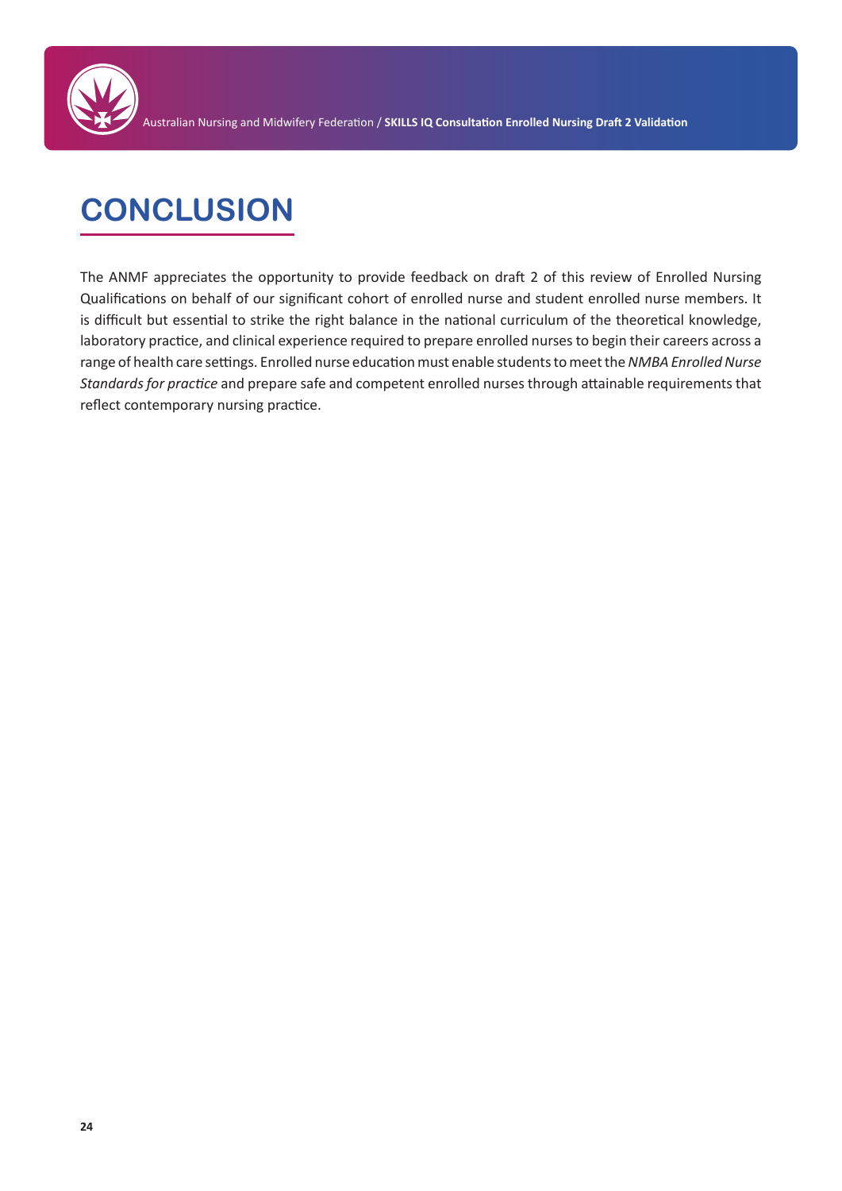# CONCLUSION

The ANMF appreciates the opportunity to provide feedback on draft 2 of this review of Enrolled Nursing Qualifications on behalf of our significant cohort of enrolled nurse and student enrolled nurse members. It is difficult but essential to strike the right balance in the national curriculum of the theoretical knowledge, laboratory practice, and clinical experience required to prepare enrolled nurses to begin their careers across a range of health care settings. Enrolled nurse education must enable students to meet the *NMBA Enrolled Nurse Standards for practice* and prepare safe and competent enrolled nurses through attainable requirements that reflect contemporary nursing practice.